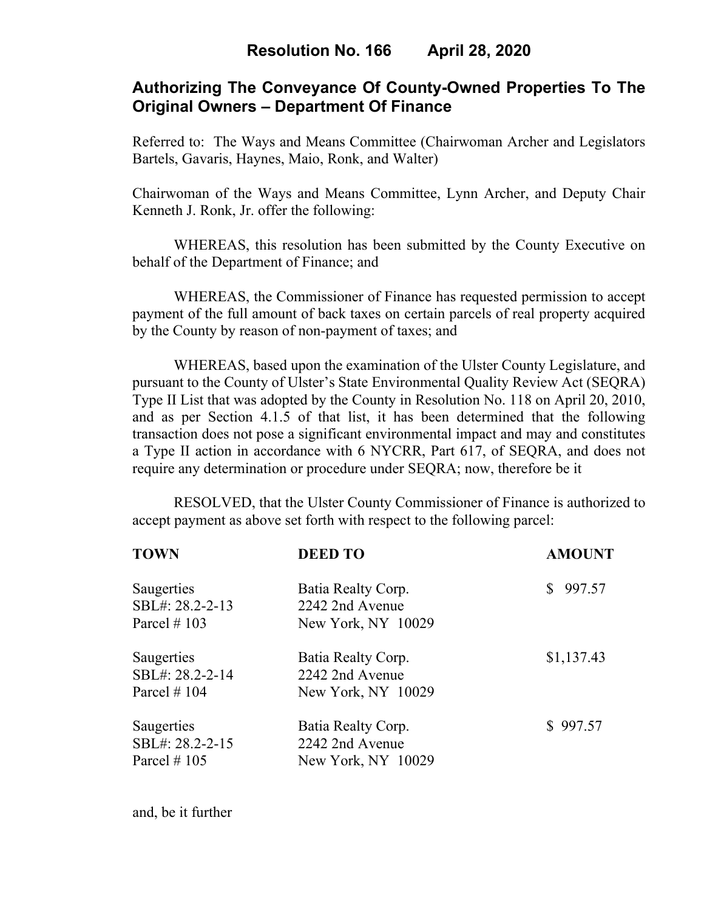# Resolution No. 166 April 28, 2020

## Authorizing The Conveyance Of County-Owned Properties To The Original Owners – Department Of Finance

Referred to: The Ways and Means Committee (Chairwoman Archer and Legislators Bartels, Gavaris, Haynes, Maio, Ronk, and Walter)

Chairwoman of the Ways and Means Committee, Lynn Archer, and Deputy Chair Kenneth J. Ronk, Jr. offer the following:

WHEREAS, this resolution has been submitted by the County Executive on behalf of the Department of Finance; and

WHEREAS, the Commissioner of Finance has requested permission to accept payment of the full amount of back taxes on certain parcels of real property acquired by the County by reason of non-payment of taxes; and

WHEREAS, based upon the examination of the Ulster County Legislature, and pursuant to the County of Ulster's State Environmental Quality Review Act (SEQRA) Type II List that was adopted by the County in Resolution No. 118 on April 20, 2010, and as per Section 4.1.5 of that list, it has been determined that the following transaction does not pose a significant environmental impact and may and constitutes a Type II action in accordance with 6 NYCRR, Part 617, of SEQRA, and does not require any determination or procedure under SEQRA; now, therefore be it

RESOLVED, that the Ulster County Commissioner of Finance is authorized to accept payment as above set forth with respect to the following parcel:

| TOWN | DEED TO | AMOUNT |
|---|---|---|
| Saugerties<br>SBL#: 28.2-2-13<br>Parcel # 103 | Batia Realty Corp.<br>2242 2nd Avenue<br>New York, NY 10029 | $ 997.57 |
| Saugerties<br>SBL#: 28.2-2-14<br>Parcel # 104 | Batia Realty Corp.<br>2242 2nd Avenue<br>New York, NY 10029 | $1,137.43 |
| Saugerties<br>SBL#: 28.2-2-15<br>Parcel # 105 | Batia Realty Corp.<br>2242 2nd Avenue<br>New York, NY 10029 | $ 997.57 |

and, be it further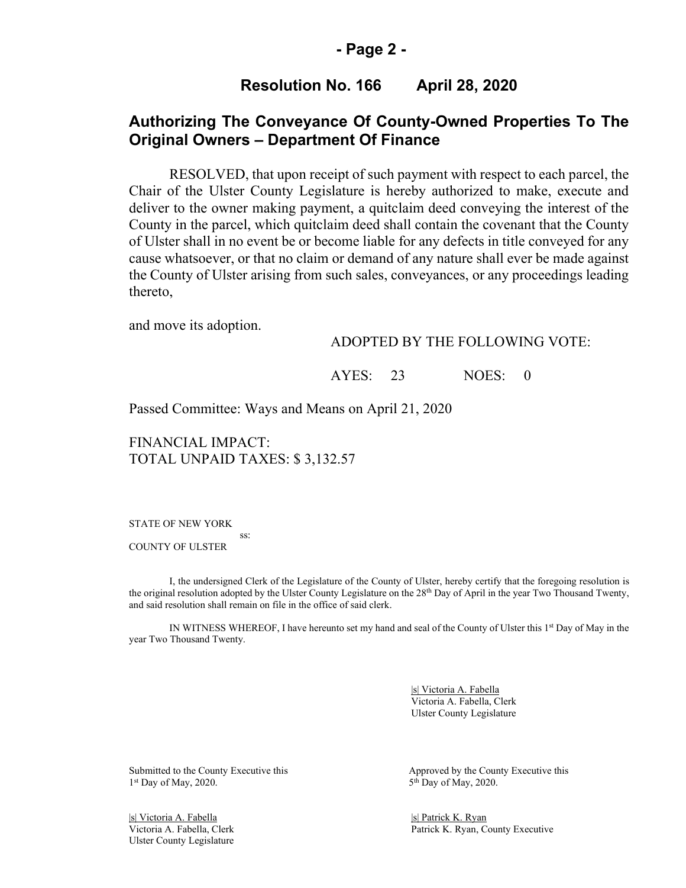# Resolution No. 166 April 28, 2020

## Authorizing The Conveyance Of County-Owned Properties To The Original Owners – Department Of Finance

RESOLVED, that upon receipt of such payment with respect to each parcel, the Chair of the Ulster County Legislature is hereby authorized to make, execute and deliver to the owner making payment, a quitclaim deed conveying the interest of the County in the parcel, which quitclaim deed shall contain the covenant that the County of Ulster shall in no event be or become liable for any defects in title conveyed for any cause whatsoever, or that no claim or demand of any nature shall ever be made against the County of Ulster arising from such sales, conveyances, or any proceedings leading thereto,

and move its adoption.

ADOPTED BY THE FOLLOWING VOTE:

AYES: 23 NOES: 0

Passed Committee: Ways and Means on April 21, 2020

FINANCIAL IMPACT:
TOTAL UNPAID TAXES: $ 3,132.57

STATE OF NEW YORK
ss:
COUNTY OF ULSTER

I, the undersigned Clerk of the Legislature of the County of Ulster, hereby certify that the foregoing resolution is the original resolution adopted by the Ulster County Legislature on the 28th Day of April in the year Two Thousand Twenty, and said resolution shall remain on file in the office of said clerk.

IN WITNESS WHEREOF, I have hereunto set my hand and seal of the County of Ulster this 1st Day of May in the year Two Thousand Twenty.

|s| Victoria A. Fabella
Victoria A. Fabella, Clerk
Ulster County Legislature

Submitted to the County Executive this 1st Day of May, 2020.

|s| Victoria A. Fabella
Victoria A. Fabella, Clerk
Ulster County Legislature

Approved by the County Executive this 5th Day of May, 2020.

|s| Patrick K. Ryan
Patrick K. Ryan, County Executive